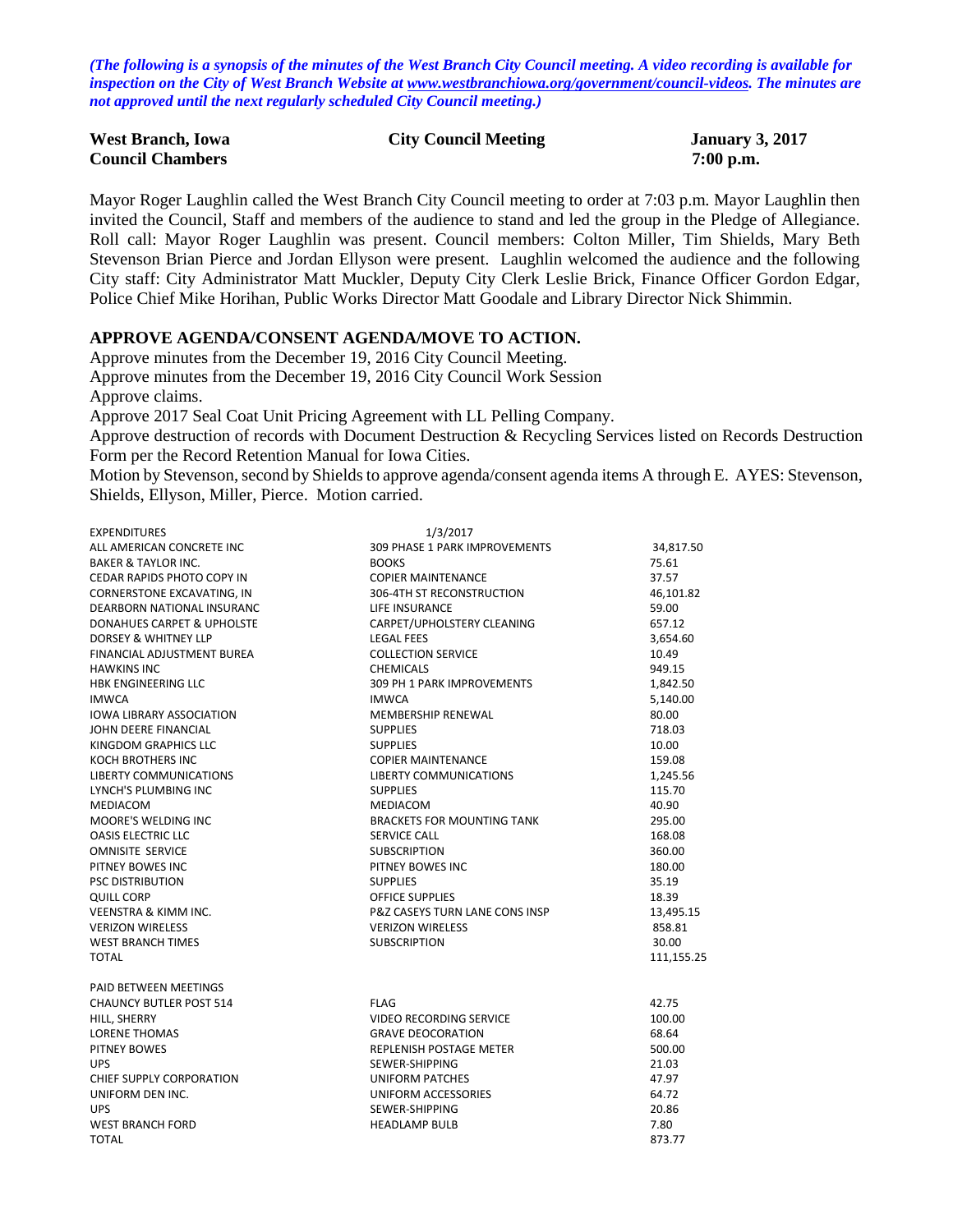*(The following is a synopsis of the minutes of the West Branch City Council meeting. A video recording is available for inspection on the City of West Branch Website at www.westbranchiowa.org/government/council-videos. The minutes are not approved until the next regularly scheduled City Council meeting.)*

**West Branch, Iowa** **City Council Meeting** **January 3, 2017**
**Council Chambers** **7:00 p.m.**

Mayor Roger Laughlin called the West Branch City Council meeting to order at 7:03 p.m. Mayor Laughlin then invited the Council, Staff and members of the audience to stand and led the group in the Pledge of Allegiance. Roll call: Mayor Roger Laughlin was present. Council members: Colton Miller, Tim Shields, Mary Beth Stevenson Brian Pierce and Jordan Ellyson were present. Laughlin welcomed the audience and the following City staff: City Administrator Matt Muckler, Deputy City Clerk Leslie Brick, Finance Officer Gordon Edgar, Police Chief Mike Horihan, Public Works Director Matt Goodale and Library Director Nick Shimmin.

## APPROVE AGENDA/CONSENT AGENDA/MOVE TO ACTION.

Approve minutes from the December 19, 2016 City Council Meeting.
Approve minutes from the December 19, 2016 City Council Work Session
Approve claims.
Approve 2017 Seal Coat Unit Pricing Agreement with LL Pelling Company.
Approve destruction of records with Document Destruction & Recycling Services listed on Records Destruction Form per the Record Retention Manual for Iowa Cities.
Motion by Stevenson, second by Shields to approve agenda/consent agenda items A through E. AYES: Stevenson, Shields, Ellyson, Miller, Pierce. Motion carried.

| EXPENDITURES | 1/3/2017 | |
|---|---|---|
| ALL AMERICAN CONCRETE INC | 309 PHASE 1 PARK IMPROVEMENTS | 34,817.50 |
| BAKER & TAYLOR INC. | BOOKS | 75.61 |
| CEDAR RAPIDS PHOTO COPY IN | COPIER MAINTENANCE | 37.57 |
| CORNERSTONE EXCAVATING, IN | 306-4TH ST RECONSTRUCTION | 46,101.82 |
| DEARBORN NATIONAL INSURANC | LIFE INSURANCE | 59.00 |
| DONAHUES CARPET & UPHOLSTE | CARPET/UPHOLSTERY CLEANING | 657.12 |
| DORSEY & WHITNEY LLP | LEGAL FEES | 3,654.60 |
| FINANCIAL ADJUSTMENT BUREA | COLLECTION SERVICE | 10.49 |
| HAWKINS INC | CHEMICALS | 949.15 |
| HBK ENGINEERING LLC | 309 PH 1 PARK IMPROVEMENTS | 1,842.50 |
| IMWCA | IMWCA | 5,140.00 |
| IOWA LIBRARY ASSOCIATION | MEMBERSHIP RENEWAL | 80.00 |
| JOHN DEERE FINANCIAL | SUPPLIES | 718.03 |
| KINGDOM GRAPHICS LLC | SUPPLIES | 10.00 |
| KOCH BROTHERS INC | COPIER MAINTENANCE | 159.08 |
| LIBERTY COMMUNICATIONS | LIBERTY COMMUNICATIONS | 1,245.56 |
| LYNCH'S PLUMBING INC | SUPPLIES | 115.70 |
| MEDIACOM | MEDIACOM | 40.90 |
| MOORE'S WELDING INC | BRACKETS FOR MOUNTING TANK | 295.00 |
| OASIS ELECTRIC LLC | SERVICE CALL | 168.08 |
| OMNISITE SERVICE | SUBSCRIPTION | 360.00 |
| PITNEY BOWES INC | PITNEY BOWES INC | 180.00 |
| PSC DISTRIBUTION | SUPPLIES | 35.19 |
| QUILL CORP | OFFICE SUPPLIES | 18.39 |
| VEENSTRA & KIMM INC. | P&Z CASEYS TURN LANE CONS INSP | 13,495.15 |
| VERIZON WIRELESS | VERIZON WIRELESS | 858.81 |
| WEST BRANCH TIMES | SUBSCRIPTION | 30.00 |
| TOTAL | | 111,155.25 |
| | | |
| PAID BETWEEN MEETINGS | | |
| CHAUNCY BUTLER POST 514 | FLAG | 42.75 |
| HILL, SHERRY | VIDEO RECORDING SERVICE | 100.00 |
| LORENE THOMAS | GRAVE DEOCORATION | 68.64 |
| PITNEY BOWES | REPLENISH POSTAGE METER | 500.00 |
| UPS | SEWER-SHIPPING | 21.03 |
| CHIEF SUPPLY CORPORATION | UNIFORM PATCHES | 47.97 |
| UNIFORM DEN INC. | UNIFORM ACCESSORIES | 64.72 |
| UPS | SEWER-SHIPPING | 20.86 |
| WEST BRANCH FORD | HEADLAMP BULB | 7.80 |
| TOTAL | | 873.77 |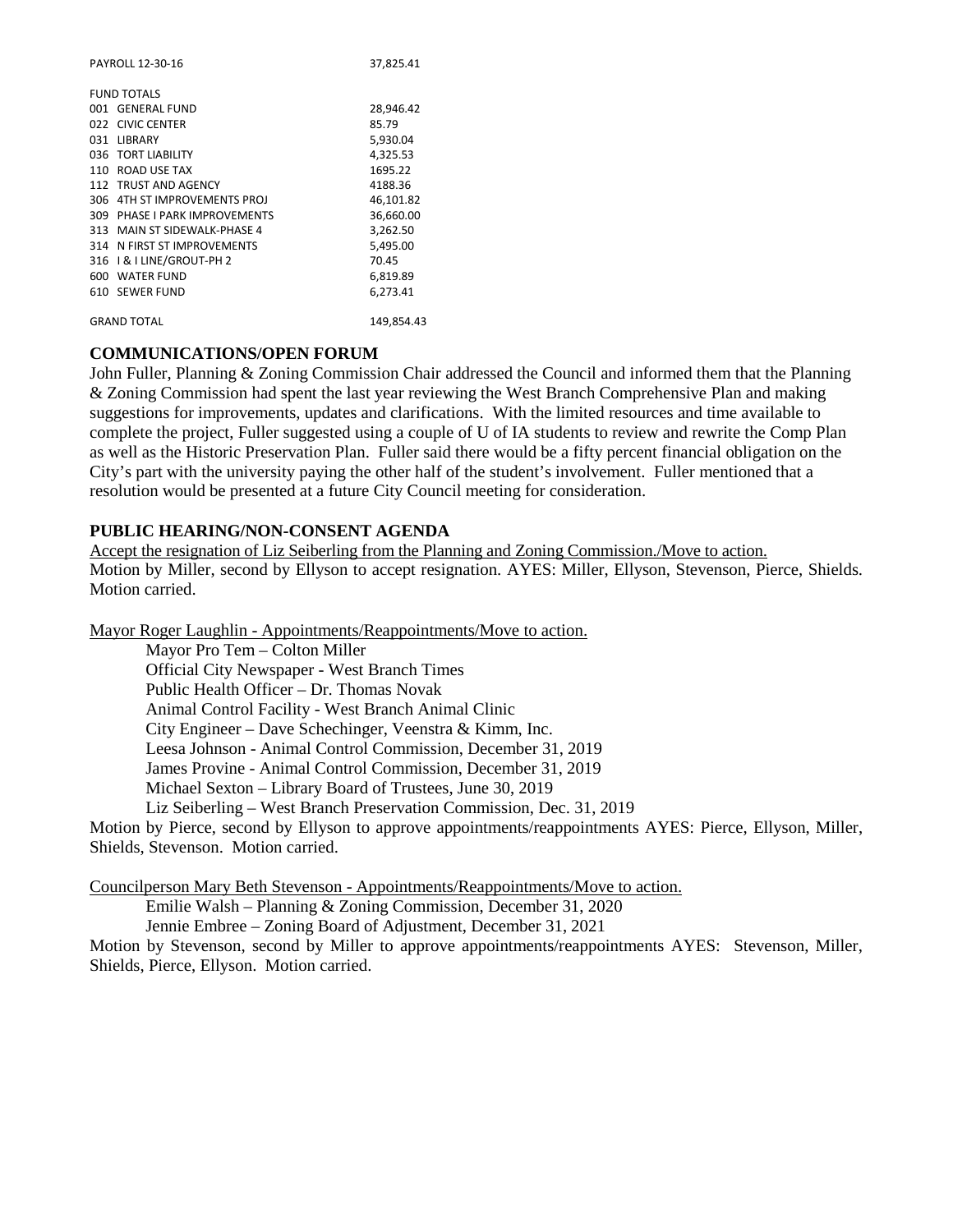PAYROLL 12-30-16 37,825.41

FUND TOTALS

| | | |
|---|---|---|
| 001 | GENERAL FUND | 28,946.42 |
| 022 | CIVIC CENTER | 85.79 |
| 031 | LIBRARY | 5,930.04 |
| 036 | TORT LIABILITY | 4,325.53 |
| 110 | ROAD USE TAX | 1695.22 |
| 112 | TRUST AND AGENCY | 4188.36 |
| 306 | 4TH ST IMPROVEMENTS PROJ | 46,101.82 |
| 309 | PHASE I PARK IMPROVEMENTS | 36,660.00 |
| 313 | MAIN ST SIDEWALK-PHASE 4 | 3,262.50 |
| 314 | N FIRST ST IMPROVEMENTS | 5,495.00 |
| 316 | I & I LINE/GROUT-PH 2 | 70.45 |
| 600 | WATER FUND | 6,819.89 |
| 610 | SEWER FUND | 6,273.41 |
| | GRAND TOTAL | 149,854.43 |

**COMMUNICATIONS/OPEN FORUM**

John Fuller, Planning & Zoning Commission Chair addressed the Council and informed them that the Planning & Zoning Commission had spent the last year reviewing the West Branch Comprehensive Plan and making suggestions for improvements, updates and clarifications. With the limited resources and time available to complete the project, Fuller suggested using a couple of U of IA students to review and rewrite the Comp Plan as well as the Historic Preservation Plan. Fuller said there would be a fifty percent financial obligation on the City's part with the university paying the other half of the student's involvement. Fuller mentioned that a resolution would be presented at a future City Council meeting for consideration.

**PUBLIC HEARING/NON-CONSENT AGENDA**

Accept the resignation of Liz Seiberling from the Planning and Zoning Commission./Move to action.
Motion by Miller, second by Ellyson to accept resignation. AYES: Miller, Ellyson, Stevenson, Pierce, Shields. Motion carried.

Mayor Roger Laughlin - Appointments/Reappointments/Move to action.

Mayor Pro Tem – Colton Miller
Official City Newspaper - West Branch Times
Public Health Officer – Dr. Thomas Novak
Animal Control Facility - West Branch Animal Clinic
City Engineer – Dave Schechinger, Veenstra & Kimm, Inc.
Leesa Johnson - Animal Control Commission, December 31, 2019
James Provine - Animal Control Commission, December 31, 2019
Michael Sexton – Library Board of Trustees, June 30, 2019
Liz Seiberling – West Branch Preservation Commission, Dec. 31, 2019

Motion by Pierce, second by Ellyson to approve appointments/reappointments AYES: Pierce, Ellyson, Miller, Shields, Stevenson. Motion carried.

Councilperson Mary Beth Stevenson - Appointments/Reappointments/Move to action.

Emilie Walsh – Planning & Zoning Commission, December 31, 2020
Jennie Embree – Zoning Board of Adjustment, December 31, 2021

Motion by Stevenson, second by Miller to approve appointments/reappointments AYES: Stevenson, Miller, Shields, Pierce, Ellyson. Motion carried.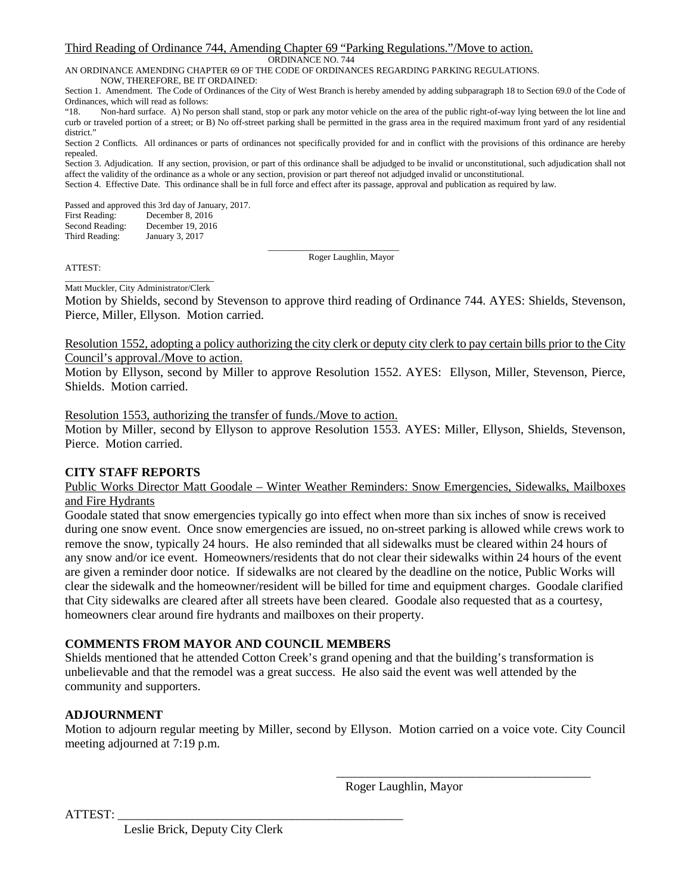Third Reading of Ordinance 744, Amending Chapter 69 "Parking Regulations."/Move to action.

ORDINANCE NO. 744

AN ORDINANCE AMENDING CHAPTER 69 OF THE CODE OF ORDINANCES REGARDING PARKING REGULATIONS.

NOW, THEREFORE, BE IT ORDAINED:

Section 1. Amendment. The Code of Ordinances of the City of West Branch is hereby amended by adding subparagraph 18 to Section 69.0 of the Code of Ordinances, which will read as follows:

"18. Non-hard surface. A) No person shall stand, stop or park any motor vehicle on the area of the public right-of-way lying between the lot line and curb or traveled portion of a street; or B) No off-street parking shall be permitted in the grass area in the required maximum front yard of any residential district."

Section 2 Conflicts. All ordinances or parts of ordinances not specifically provided for and in conflict with the provisions of this ordinance are hereby repealed.

Section 3. Adjudication. If any section, provision, or part of this ordinance shall be adjudged to be invalid or unconstitutional, such adjudication shall not affect the validity of the ordinance as a whole or any section, provision or part thereof not adjudged invalid or unconstitutional.

Section 4. Effective Date. This ordinance shall be in full force and effect after its passage, approval and publication as required by law.

Passed and approved this 3rd day of January, 2017.

First Reading: December 8, 2016
Second Reading: December 19, 2016
Third Reading: January 3, 2017

\_\_\_\_\_\_\_\_\_\_\_\_\_\_\_\_\_\_\_\_\_\_\_\_\_\_\_\_
Roger Laughlin, Mayor

ATTEST:

\_\_\_\_\_\_\_\_\_\_\_\_\_\_\_\_\_\_\_\_\_\_\_\_\_\_\_\_
Matt Muckler, City Administrator/Clerk

Motion by Shields, second by Stevenson to approve third reading of Ordinance 744. AYES: Shields, Stevenson, Pierce, Miller, Ellyson. Motion carried.

Resolution 1552, adopting a policy authorizing the city clerk or deputy city clerk to pay certain bills prior to the City Council's approval./Move to action.

Motion by Ellyson, second by Miller to approve Resolution 1552. AYES: Ellyson, Miller, Stevenson, Pierce, Shields. Motion carried.

Resolution 1553, authorizing the transfer of funds./Move to action.

Motion by Miller, second by Ellyson to approve Resolution 1553. AYES: Miller, Ellyson, Shields, Stevenson, Pierce. Motion carried.

## CITY STAFF REPORTS

Public Works Director Matt Goodale – Winter Weather Reminders: Snow Emergencies, Sidewalks, Mailboxes and Fire Hydrants

Goodale stated that snow emergencies typically go into effect when more than six inches of snow is received during one snow event. Once snow emergencies are issued, no on-street parking is allowed while crews work to remove the snow, typically 24 hours. He also reminded that all sidewalks must be cleared within 24 hours of any snow and/or ice event. Homeowners/residents that do not clear their sidewalks within 24 hours of the event are given a reminder door notice. If sidewalks are not cleared by the deadline on the notice, Public Works will clear the sidewalk and the homeowner/resident will be billed for time and equipment charges. Goodale clarified that City sidewalks are cleared after all streets have been cleared. Goodale also requested that as a courtesy, homeowners clear around fire hydrants and mailboxes on their property.

## COMMENTS FROM MAYOR AND COUNCIL MEMBERS

Shields mentioned that he attended Cotton Creek's grand opening and that the building's transformation is unbelievable and that the remodel was a great success. He also said the event was well attended by the community and supporters.

## ADJOURNMENT

Motion to adjourn regular meeting by Miller, second by Ellyson. Motion carried on a voice vote. City Council meeting adjourned at 7:19 p.m.

\_\_\_\_\_\_\_\_\_\_\_\_\_\_\_\_\_\_\_\_\_\_\_\_\_\_\_\_\_\_\_\_\_\_\_\_\_\_\_\_\_\_
Roger Laughlin, Mayor

ATTEST: \_\_\_\_\_\_\_\_\_\_\_\_\_\_\_\_\_\_\_\_\_\_\_\_\_\_\_\_\_\_\_\_\_\_\_\_\_\_\_\_\_\_\_\_\_\_
Leslie Brick, Deputy City Clerk